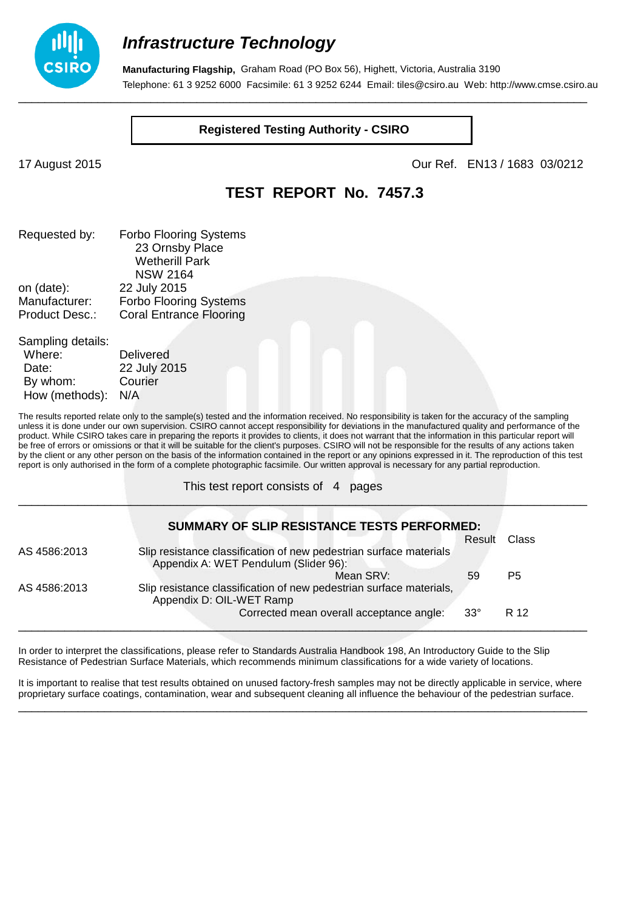# *Infrastructure Technology*

**Manufacturing Flagship,** Graham Road (PO Box 56), Highett, Victoria, Australia 3190
Telephone: 61 3 9252 6000 Facsimile: 61 3 9252 6244 Email: tiles@csiro.au Web: http://www.cmse.csiro.au

**Registered Testing Authority - CSIRO**

17 August 2015 | Our Ref. EN13 / 1683 03/0212

## TEST REPORT No. 7457.3

Requested by: Forbo Flooring Systems
23 Ornsby Place
Wetherill Park
NSW 2164
on (date): 22 July 2015
Manufacturer: Forbo Flooring Systems
Product Desc.: Coral Entrance Flooring

Sampling details:
Where: Delivered
Date: 22 July 2015
By whom: Courier
How (methods): N/A

The results reported relate only to the sample(s) tested and the information received. No responsibility is taken for the accuracy of the sampling unless it is done under our own supervision. CSIRO cannot accept responsibility for deviations in the manufactured quality and performance of the product. While CSIRO takes care in preparing the reports it provides to clients, it does not warrant that the information in this particular report will be free of errors or omissions or that it will be suitable for the client's purposes. CSIRO will not be responsible for the results of any actions taken by the client or any other person on the basis of the information contained in the report or any opinions expressed in it. The reproduction of this test report is only authorised in the form of a complete photographic facsimile. Our written approval is necessary for any partial reproduction.

This test report consists of 4 pages

---

### SUMMARY OF SLIP RESISTANCE TESTS PERFORMED:

| Standard | Test | Result | Class |
|---|---|---|---|
| AS 4586:2013 | Slip resistance classification of new pedestrian surface materials Appendix A: WET Pendulum (Slider 96): Mean SRV: | 59 | P5 |
| AS 4586:2013 | Slip resistance classification of new pedestrian surface materials, Appendix D: OIL-WET Ramp Corrected mean overall acceptance angle: | 33° | R 12 |

---

In order to interpret the classifications, please refer to Standards Australia Handbook 198, An Introductory Guide to the Slip Resistance of Pedestrian Surface Materials, which recommends minimum classifications for a wide variety of locations.

It is important to realise that test results obtained on unused factory-fresh samples may not be directly applicable in service, where proprietary surface coatings, contamination, wear and subsequent cleaning all influence the behaviour of the pedestrian surface.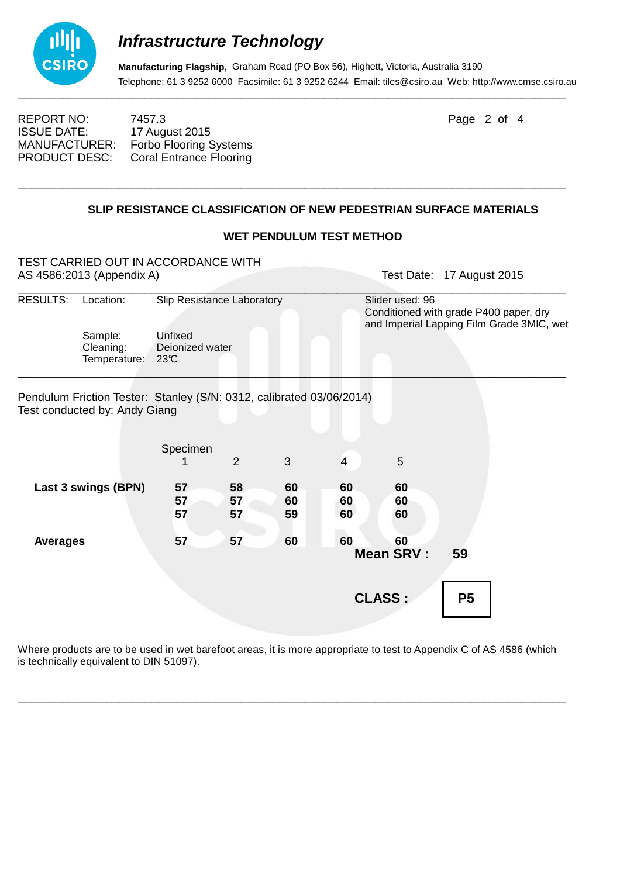# Infrastructure Technology

**Manufacturing Flagship,** Graham Road (PO Box 56), Highett, Victoria, Australia 3190
Telephone: 61 3 9252 6000 Facsimile: 61 3 9252 6244 Email: tiles@csiro.au Web: http://www.cmse.csiro.au

---

REPORT NO: 7457.3
ISSUE DATE: 17 August 2015
MANUFACTURER: Forbo Flooring Systems
PRODUCT DESC: Coral Entrance Flooring

---

## SLIP RESISTANCE CLASSIFICATION OF NEW PEDESTRIAN SURFACE MATERIALS

### WET PENDULUM TEST METHOD

TEST CARRIED OUT IN ACCORDANCE WITH
AS 4586:2013 (Appendix A)

Test Date: 17 August 2015

---

RESULTS: Location: Slip Resistance Laboratory

Slider used: 96
Conditioned with grade P400 paper, dry and Imperial Lapping Film Grade 3MIC, wet

Sample: Unfixed
Cleaning: Deionized water
Temperature: 23℃

---

Pendulum Friction Tester: Stanley (S/N: 0312, calibrated 03/06/2014)
Test conducted by: Andy Giang

| | Specimen 1 | 2 | 3 | 4 | 5 |
|---|---|---|---|---|---|
| **Last 3 swings (BPN)** | **57** | **58** | **60** | **60** | **60** |
| | **57** | **57** | **60** | **60** | **60** |
| | **57** | **57** | **59** | **60** | **60** |
| **Averages** | **57** | **57** | **60** | **60** | **60** |

**Mean SRV : 59**

**CLASS : P5**

Where products are to be used in wet barefoot areas, it is more appropriate to test to Appendix C of AS 4586 (which is technically equivalent to DIN 51097).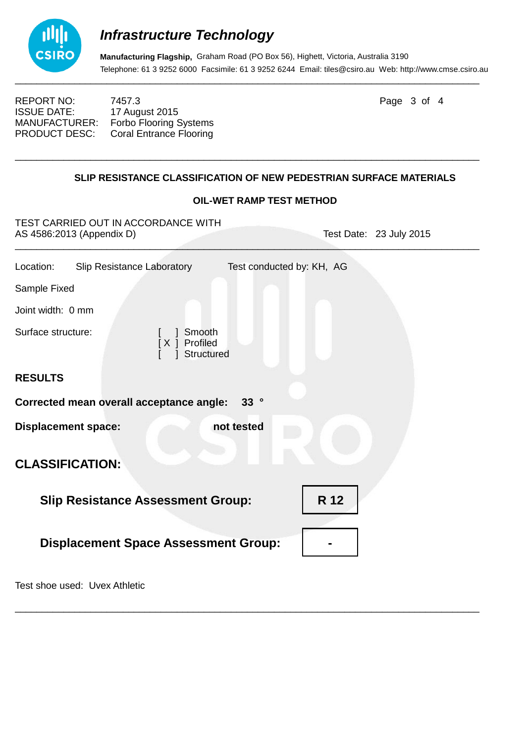# *Infrastructure Technology*

**Manufacturing Flagship,** Graham Road (PO Box 56), Highett, Victoria, Australia 3190
Telephone: 61 3 9252 6000 Facsimile: 61 3 9252 6244 Email: tiles@csiro.au Web: http://www.cmse.csiro.au

---

REPORT NO: 7457.3
ISSUE DATE: 17 August 2015
MANUFACTURER: Forbo Flooring Systems
PRODUCT DESC: Coral Entrance Flooring

---

## SLIP RESISTANCE CLASSIFICATION OF NEW PEDESTRIAN SURFACE MATERIALS

### OIL-WET RAMP TEST METHOD

TEST CARRIED OUT IN ACCORDANCE WITH
AS 4586:2013 (Appendix D) Test Date: 23 July 2015

---

Location: Slip Resistance Laboratory Test conducted by: KH, AG

Sample Fixed

Joint width: 0 mm

Surface structure:
[ ] Smooth
[ X ] Profiled
[ ] Structured

**RESULTS**

**Corrected mean overall acceptance angle: 33 °**

**Displacement space: not tested**

## CLASSIFICATION:

**Slip Resistance Assessment Group: R 12**

**Displacement Space Assessment Group: -**

Test shoe used: Uvex Athletic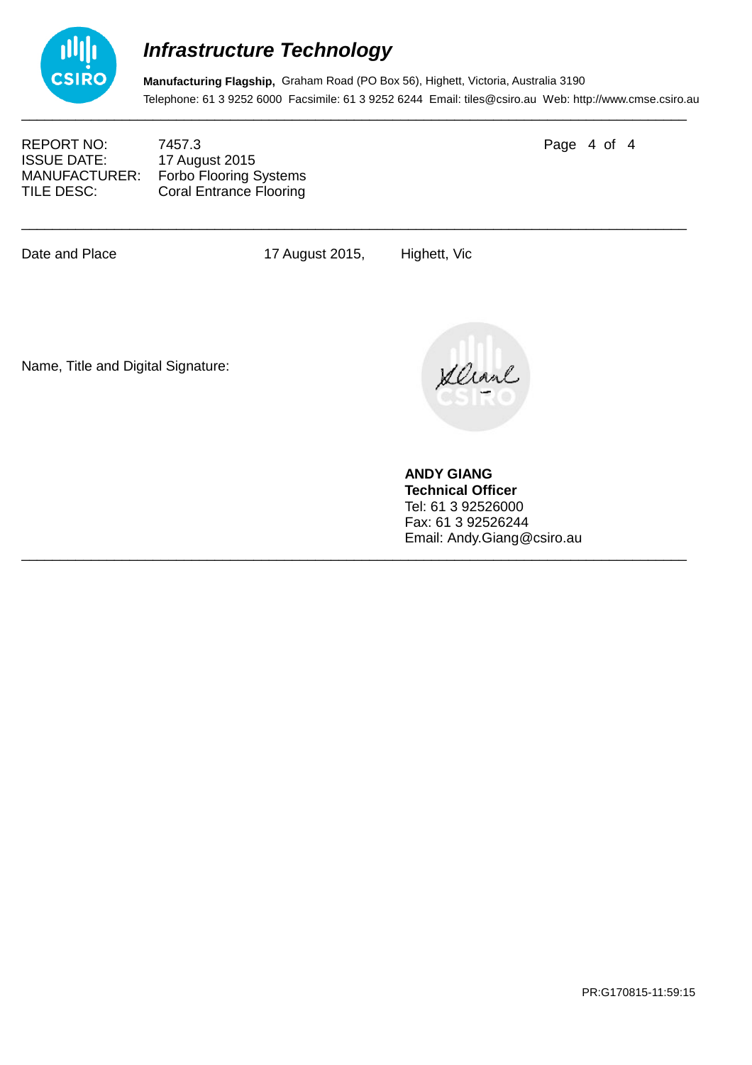REPORT NO: 7457.3
ISSUE DATE: 17 August 2015
MANUFACTURER: Forbo Flooring Systems
TILE DESC: Coral Entrance Flooring

---

Date and Place 17 August 2015, Highett, Vic

Name, Title and Digital Signature:

**ANDY GIANG**
**Technical Officer**
Tel: 61 3 92526000
Fax: 61 3 92526244
Email: Andy.Giang@csiro.au

PR:G170815-11:59:15